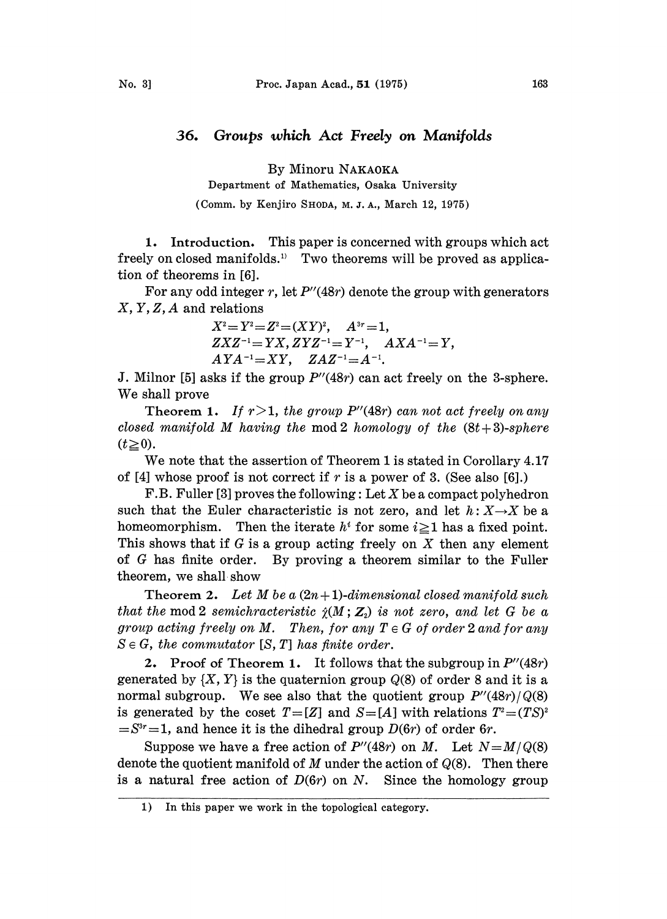# 36. Groups which Act Freely on Manifolds

By Minoru NAKAOKA

Department of Mathematics, Osaka University

(Comm. by Kenjiro SHODA, M. J. A., March 12, 1975)

**1. Introduction.** This paper is concerned with groups which act freely on closed manifolds.[1] Two theorems will be proved as application of theorems in [6].

For any odd integer $r$, let $P''(48r)$ denote the group with generators $X, Y, Z, A$ and relations

$$X^2 = Y^2 = Z^2 = (XY)^2, \quad A^{3r} = 1,$$
$$ZXZ^{-1} = YX, ZYZ^{-1} = Y^{-1}, \quad AXA^{-1} = Y,$$
$$AYA^{-1} = XY, \quad ZAZ^{-1} = A^{-1}.$$

J. Milnor [5] asks if the group $P''(48r)$ can act freely on the 3-sphere. We shall prove

**Theorem 1.** *If $r > 1$, the group $P''(48r)$ can not act freely on any closed manifold $M$ having the* mod 2 *homology of the $(8t+3)$-sphere $(t \geqq 0)$.*

We note that the assertion of Theorem 1 is stated in Corollary 4.17 of [4] whose proof is not correct if $r$ is a power of 3. (See also [6].)

F.B. Fuller [3] proves the following: Let $X$ be a compact polyhedron such that the Euler characteristic is not zero, and let $h: X \to X$ be a homeomorphism. Then the iterate $h^i$ for some $i \geqq 1$ has a fixed point. This shows that if $G$ is a group acting freely on $X$ then any element of $G$ has finite order. By proving a theorem similar to the Fuller theorem, we shall show

**Theorem 2.** *Let $M$ be a $(2n+1)$-dimensional closed manifold such that the* mod 2 *semichracteristic $\hat{\chi}(M; \mathbf{Z}_2)$ is not zero, and let $G$ be a group acting freely on $M$. Then, for any $T \in G$ of order 2 and for any $S \in G$, the commutator $[S, T]$ has finite order.*

**2. Proof of Theorem 1.** It follows that the subgroup in $P''(48r)$ generated by $\{X, Y\}$ is the quaternion group $Q(8)$ of order 8 and it is a normal subgroup. We see also that the quotient group $P''(48r)/Q(8)$ is generated by the coset $T = [Z]$ and $S = [A]$ with relations $T^2 = (TS)^2 = S^{3r} = 1$, and hence it is the dihedral group $D(6r)$ of order $6r$.

Suppose we have a free action of $P''(48r)$ on $M$. Let $N = M/Q(8)$ denote the quotient manifold of $M$ under the action of $Q(8)$. Then there is a natural free action of $D(6r)$ on $N$. Since the homology group

---

1) In this paper we work in the topological category.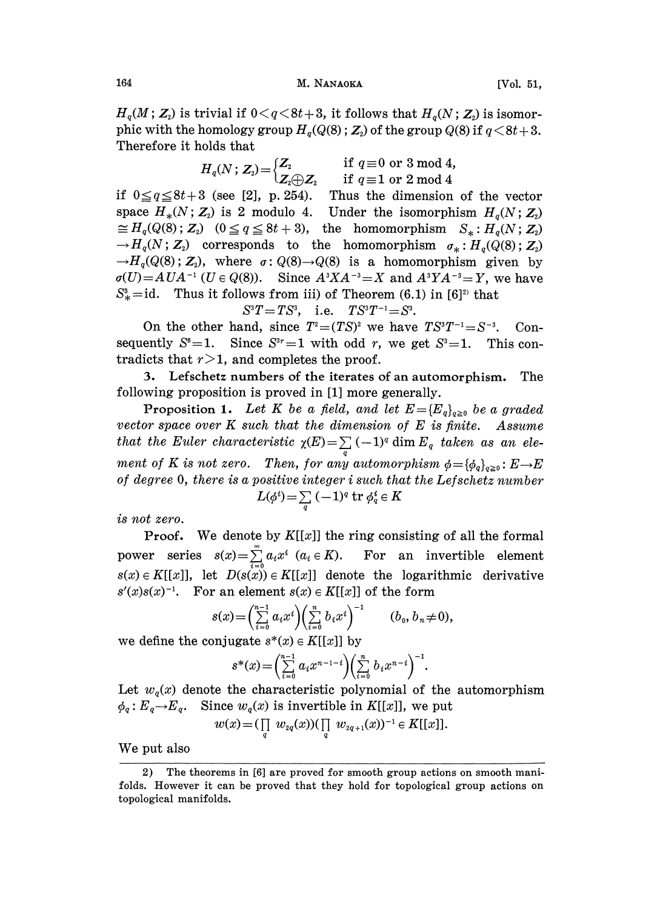$H_q(M; Z_2)$ is trivial if $0<q<8t+3$, it follows that $H_q(N; Z_2)$ is isomorphic with the homology group $H_q(Q(8); Z_2)$ of the group $Q(8)$ if $q<8t+3$. Therefore it holds that

$$H_q(N; Z_2)=\begin{cases} Z_2 & \text{if } q\equiv 0 \text{ or } 3 \bmod 4, \\ Z_2 \oplus Z_2 & \text{if } q\equiv 1 \text{ or } 2 \bmod 4 \end{cases}$$

if $0\leqq q\leqq 8t+3$ (see [2], p. 254). Thus the dimension of the vector space $H_*(N; Z_2)$ is 2 modulo 4. Under the isomorphism $H_q(N; Z_2) \cong H_q(Q(8); Z_2)$ $(0\leqq q\leqq 8t+3)$, the homomorphism $S_*: H_q(N; Z_2) \to H_q(N; Z_2)$ corresponds to the homomorphism $\sigma_*: H_q(Q(8); Z_2) \to H_q(Q(8); Z_2)$, where $\sigma: Q(8)\to Q(8)$ is a homomorphism given by $\sigma(U)=AUA^{-1}$ $(U\in Q(8))$. Since $A^3XA^{-3}=X$ and $A^3YA^{-3}=Y$, we have $S_*^3=\text{id}$. Thus it follows from iii) of Theorem (6.1) in [6][2] that

$$S^3T=TS^3, \quad \text{i.e.} \quad TS^3T^{-1}=S^3.$$

On the other hand, since $T^2=(TS)^2$ we have $TS^3T^{-1}=S^{-3}$. Consequently $S^6=1$. Since $S^{3r}=1$ with odd $r$, we get $S^3=1$. This contradicts that $r>1$, and completes the proof.

**3. Lefschetz numbers of the iterates of an automorphism.** The following proposition is proved in [1] more generally.

**Proposition 1.** *Let $K$ be a field, and let $E=\{E_q\}_{q\geqq 0}$ be a graded vector space over $K$ such that the dimension of $E$ is finite. Assume that the Euler characteristic $\chi(E)=\sum_q(-1)^q \dim E_q$ taken as an element of $K$ is not zero. Then, for any automorphism $\phi=\{\phi_q\}_{q\geqq 0}: E\to E$ of degree 0, there is a positive integer $i$ such that the Lefschetz number*

$$L(\phi^i)=\sum_q(-1)^q \operatorname{tr}\phi_q^i \in K$$

*is not zero.*

**Proof.** We denote by $K[[x]]$ the ring consisting of all the formal power series $s(x)=\sum_{i=0}^{\infty} a_i x^i$ $(a_i\in K)$. For an invertible element $s(x)\in K[[x]]$, let $D(s(x))\in K[[x]]$ denote the logarithmic derivative $s'(x)s(x)^{-1}$. For an element $s(x)\in K[[x]]$ of the form

$$s(x)=\Big(\sum_{i=0}^{n-1} a_i x^i\Big)\Big(\sum_{i=0}^{n} b_i x^i\Big)^{-1} \qquad (b_0, b_n\neq 0),$$

we define the conjugate $s^*(x)\in K[[x]]$ by

$$s^*(x)=\Big(\sum_{i=0}^{n-1} a_i x^{n-1-i}\Big)\Big(\sum_{i=0}^{n} b_i x^{n-i}\Big)^{-1}.$$

Let $w_q(x)$ denote the characteristic polynomial of the automorphism $\phi_q: E_q\to E_q$. Since $w_q(x)$ is invertible in $K[[x]]$, we put

$$w(x)=\Big(\prod_q w_{2q}(x)\Big)\Big(\prod_q w_{2q+1}(x)\Big)^{-1}\in K[[x]].$$

We put also

---

2) The theorems in [6] are proved for smooth group actions on smooth manifolds. However it can be proved that they hold for topological group actions on topological manifolds.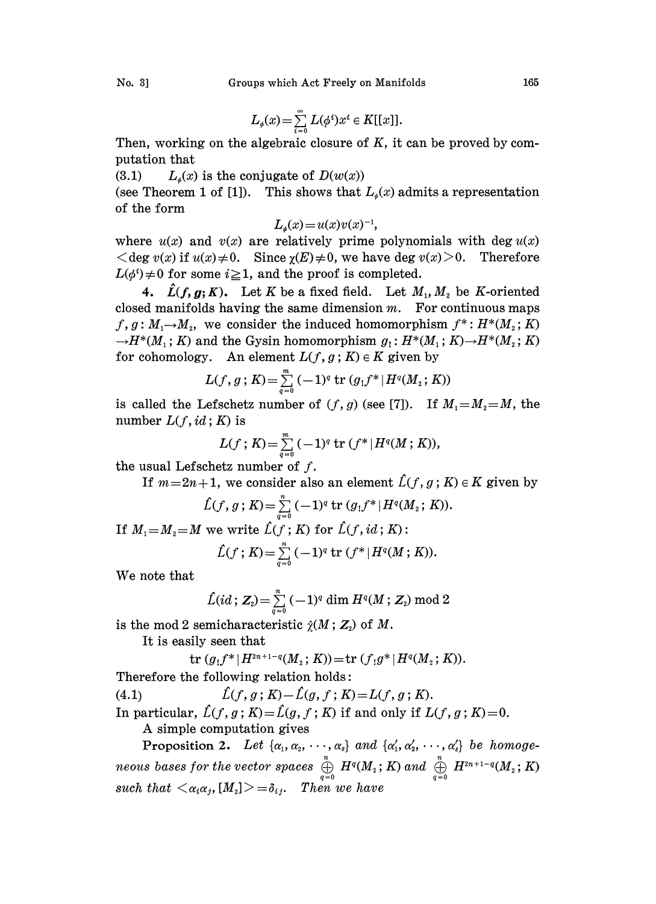$$L_\phi(x)=\sum_{i=0}^{\infty} L(\phi^i)x^i \in K[[x]].$$

Then, working on the algebraic closure of $K$, it can be proved by computation that

(3.1) $\quad L_\phi(x)$ is the conjugate of $D(w(x))$

(see Theorem 1 of [1]). This shows that $L_\phi(x)$ admits a representation of the form

$$L_\phi(x)=u(x)v(x)^{-1},$$

where $u(x)$ and $v(x)$ are relatively prime polynomials with $\deg u(x) < \deg v(x)$ if $u(x)\neq 0$. Since $\chi(E)\neq 0$, we have $\deg v(x)>0$. Therefore $L(\phi^i)\neq 0$ for some $i\geqq 1$, and the proof is completed.

**4. $\hat{L}(f, g; K)$.** Let $K$ be a fixed field. Let $M_1, M_2$ be $K$-oriented closed manifolds having the same dimension $m$. For continuous maps $f, g: M_1\to M_2$, we consider the induced homomorphism $f^*: H^*(M_2; K)\to H^*(M_1; K)$ and the Gysin homomorphism $g_!: H^*(M_1; K)\to H^*(M_2; K)$ for cohomology. An element $L(f, g; K)\in K$ given by

$$L(f, g; K)=\sum_{q=0}^{m}(-1)^q \operatorname{tr}(g_! f^* \mid H^q(M_2; K))$$

is called the Lefschetz number of $(f, g)$ (see [7]). If $M_1=M_2=M$, the number $L(f, id; K)$ is

$$L(f; K)=\sum_{q=0}^{m}(-1)^q \operatorname{tr}(f^* \mid H^q(M; K)),$$

the usual Lefschetz number of $f$.

If $m=2n+1$, we consider also an element $\hat{L}(f, g; K)\in K$ given by

$$\hat{L}(f, g; K)=\sum_{q=0}^{n}(-1)^q \operatorname{tr}(g_! f^* \mid H^q(M_2; K)).$$

If $M_1=M_2=M$ we write $\hat{L}(f; K)$ for $\hat{L}(f, id; K)$:

$$\hat{L}(f; K)=\sum_{q=0}^{n}(-1)^q \operatorname{tr}(f^* \mid H^q(M; K)).$$

We note that

$$\hat{L}(id; Z_2)=\sum_{q=0}^{n}(-1)^q \dim H^q(M; Z_2) \bmod 2$$

is the mod 2 semicharacteristic $\hat{\chi}(M; Z_2)$ of $M$.

It is easily seen that

$$\operatorname{tr}(g_! f^* \mid H^{2n+1-q}(M_2; K))=\operatorname{tr}(f_! g^* \mid H^q(M_2; K)).$$

Therefore the following relation holds:

$$\hat{L}(f, g; K)-\hat{L}(g, f; K)=L(f, g; K). \tag{4.1}$$

In particular, $\hat{L}(f, g; K)=\hat{L}(g, f; K)$ if and only if $L(f, g; K)=0$.

A simple computation gives

**Proposition 2.** *Let $\{\alpha_1, \alpha_2, \cdots, \alpha_s\}$ and $\{\alpha_1', \alpha_2', \cdots, \alpha_s'\}$ be homogeneous bases for the vector spaces $\bigoplus_{q=0}^{n} H^q(M_2; K)$ and $\bigoplus_{q=0}^{n} H^{2n+1-q}(M_2; K)$ such that $\langle \alpha_i\alpha_j', [M_2]\rangle=\delta_{ij}$. Then we have*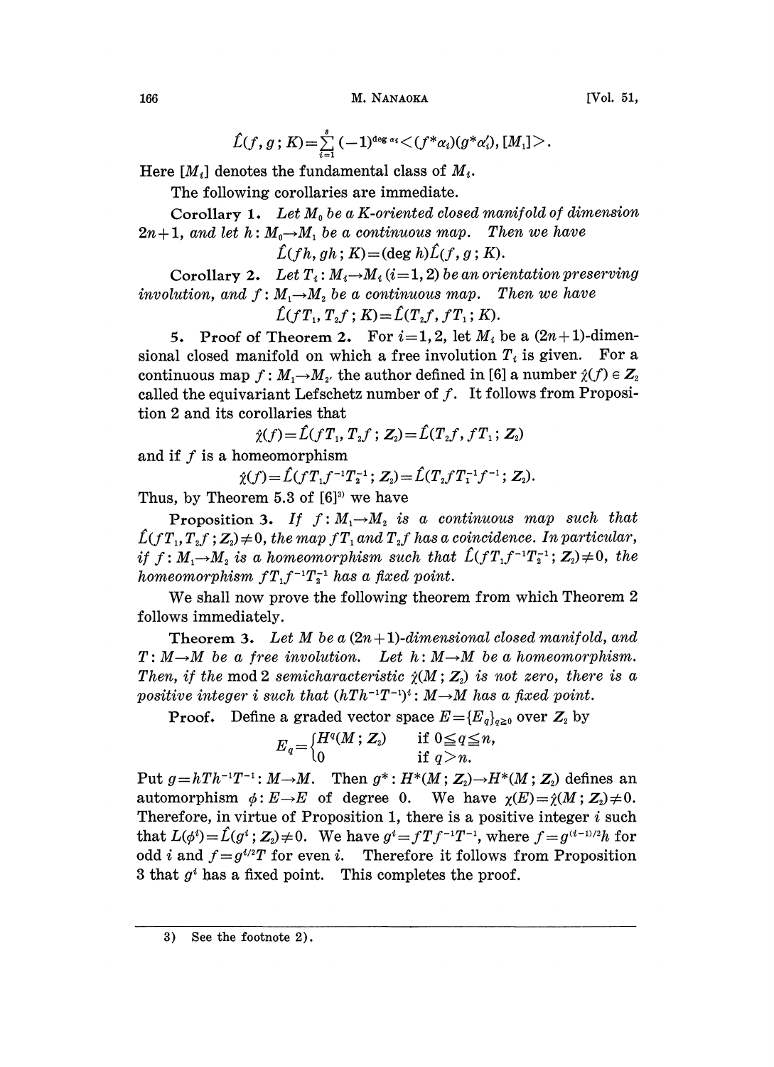$$\hat{L}(f, g; K) = \sum_{i=1}^{s} (-1)^{\deg \alpha_i} \langle (f^*\alpha_i)(g^*\alpha_i'), [M_1] \rangle.$$

Here $[M_i]$ denotes the fundamental class of $M_i$.

The following corollaries are immediate.

**Corollary 1.** *Let $M_0$ be a $K$-oriented closed manifold of dimension $2n+1$, and let $h: M_0 \to M_1$ be a continuous map. Then we have*

$$\hat{L}(fh, gh; K) = (\deg h)\hat{L}(f, g; K).$$

**Corollary 2.** *Let $T_i: M_i \to M_i$ $(i=1, 2)$ be an orientation preserving involution, and $f: M_1 \to M_2$ be a continuous map. Then we have*

$$\hat{L}(fT_1, T_2f; K) = \hat{L}(T_2f, fT_1; K).$$

**5. Proof of Theorem 2.** For $i=1, 2$, let $M_i$ be a $(2n+1)$-dimensional closed manifold on which a free involution $T_i$ is given. For a continuous map $f: M_1 \to M_{2'}$ the author defined in [6] a number $\hat{\chi}(f) \in \boldsymbol{Z}_2$ called the equivariant Lefschetz number of $f$. It follows from Proposition 2 and its corollaries that

$$\hat{\chi}(f) = \hat{L}(fT_1, T_2f; \boldsymbol{Z}_2) = \hat{L}(T_2f, fT_1; \boldsymbol{Z}_2)$$

and if $f$ is a homeomorphism

$$\hat{\chi}(f) = \hat{L}(fT_1f^{-1}T_2^{-1}; \boldsymbol{Z}_2) = \hat{L}(T_2fT_1^{-1}f^{-1}; \boldsymbol{Z}_2).$$

Thus, by Theorem 5.3 of [6][3] we have

**Proposition 3.** *If $f: M_1 \to M_2$ is a continuous map such that $\hat{L}(fT_1, T_2f; \boldsymbol{Z}_2) \neq 0$, the map $fT_1$ and $T_2f$ has a coincidence. In particular, if $f: M_1 \to M_2$ is a homeomorphism such that $\hat{L}(fT_1f^{-1}T_2^{-1}; \boldsymbol{Z}_2) \neq 0$, the homeomorphism $fT_1f^{-1}T_2^{-1}$ has a fixed point.*

We shall now prove the following theorem from which Theorem 2 follows immediately.

**Theorem 3.** *Let $M$ be a $(2n+1)$-dimensional closed manifold, and $T: M \to M$ be a free involution. Let $h: M \to M$ be a homeomorphism. Then, if the* mod 2 *semicharacteristic $\hat{\chi}(M; \boldsymbol{Z}_2)$ is not zero, there is a positive integer $i$ such that $(hTh^{-1}T^{-1})^i: M \to M$ has a fixed point.*

*Proof.* Define a graded vector space $E = \{E_q\}_{q \geq 0}$ over $\boldsymbol{Z}_2$ by

$$E_q = \begin{cases} H^q(M; \boldsymbol{Z}_2) & \text{if } 0 \leqq q \leqq n, \\ 0 & \text{if } q > n. \end{cases}$$

Put $g = hTh^{-1}T^{-1}: M \to M$. Then $g^*: H^*(M; \boldsymbol{Z}_2) \to H^*(M; \boldsymbol{Z}_2)$ defines an automorphism $\phi: E \to E$ of degree 0. We have $\chi(E) = \hat{\chi}(M; \boldsymbol{Z}_2) \neq 0$. Therefore, in virtue of Proposition 1, there is a positive integer $i$ such that $L(\phi^i) = \hat{L}(g^i; \boldsymbol{Z}_2) \neq 0$. We have $g^i = fTf^{-1}T^{-1}$, where $f = g^{(i-1)/2}h$ for odd $i$ and $f = g^{i/2}T$ for even $i$. Therefore it follows from Proposition 3 that $g^i$ has a fixed point. This completes the proof.

---

3) See the footnote 2).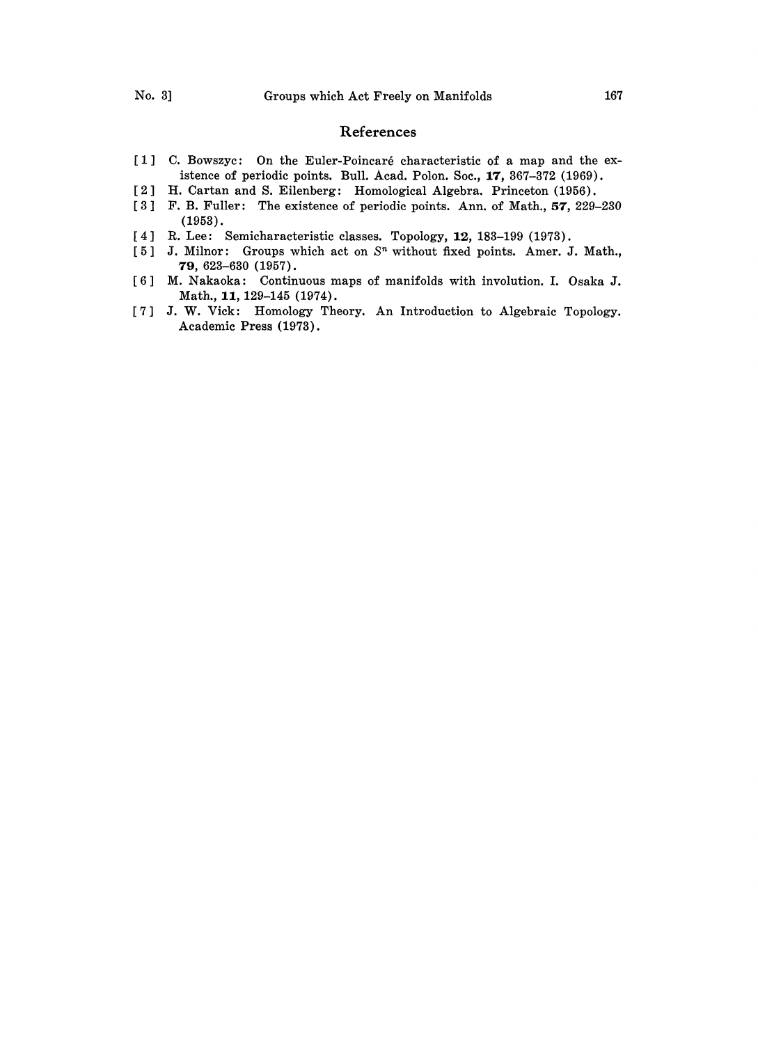## References

[1] C. Bowszyc: On the Euler-Poincaré characteristic of a map and the existence of periodic points. Bull. Acad. Polon. Soc., **17**, 367–372 (1969).

[2] H. Cartan and S. Eilenberg: Homological Algebra. Princeton (1956).

[3] F. B. Fuller: The existence of periodic points. Ann. of Math., **57**, 229–230 (1953).

[4] R. Lee: Semicharacteristic classes. Topology, **12**, 183–199 (1973).

[5] J. Milnor: Groups which act on $S^n$ without fixed points. Amer. J. Math., **79**, 623–630 (1957).

[6] M. Nakaoka: Continuous maps of manifolds with involution. I. Osaka J. Math., **11**, 129–145 (1974).

[7] J. W. Vick: Homology Theory. An Introduction to Algebraic Topology. Academic Press (1973).